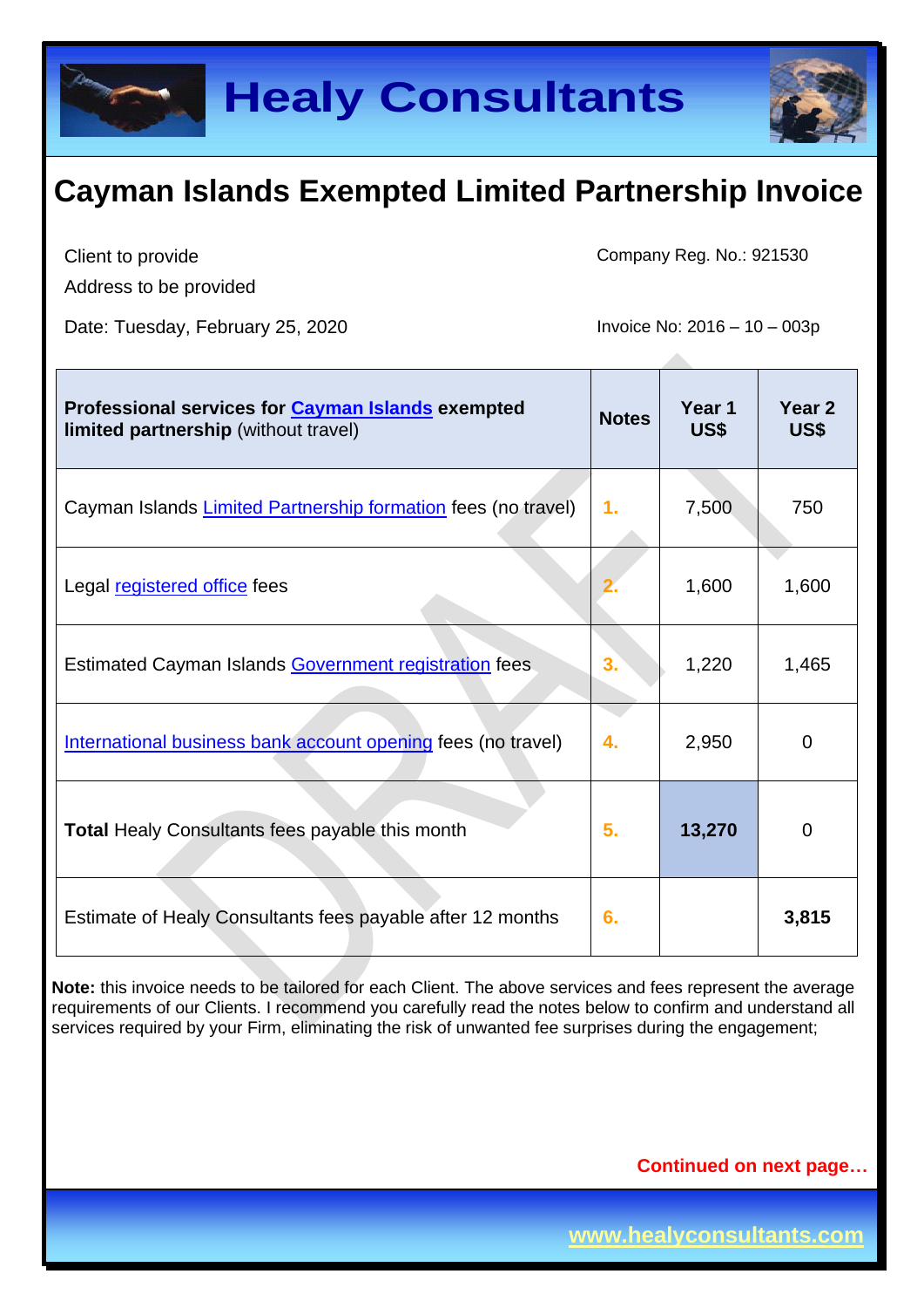# Healy Consultants

## Cayman Islands Exempted Limited Partnership Invoice

Client to provide
Address to be provided

Company Reg. No.: 921530

Date: Tuesday, February 25, 2020

Invoice No: 2016 – 10 – 003p

| **Professional services for Cayman Islands exempted limited partnership** (without travel) | **Notes** | **Year 1 US$** | **Year 2 US$** |
|---|---|---|---|
| Cayman Islands Limited Partnership formation fees (no travel) | 1. | 7,500 | 750 |
| Legal registered office fees | 2. | 1,600 | 1,600 |
| Estimated Cayman Islands Government registration fees | 3. | 1,220 | 1,465 |
| International business bank account opening fees (no travel) | 4. | 2,950 | 0 |
| **Total** Healy Consultants fees payable this month | 5. | **13,270** | 0 |
| Estimate of Healy Consultants fees payable after 12 months | 6. | | **3,815** |

**Note:** this invoice needs to be tailored for each Client. The above services and fees represent the average requirements of our Clients. I recommend you carefully read the notes below to confirm and understand all services required by your Firm, eliminating the risk of unwanted fee surprises during the engagement;

**Continued on next page…**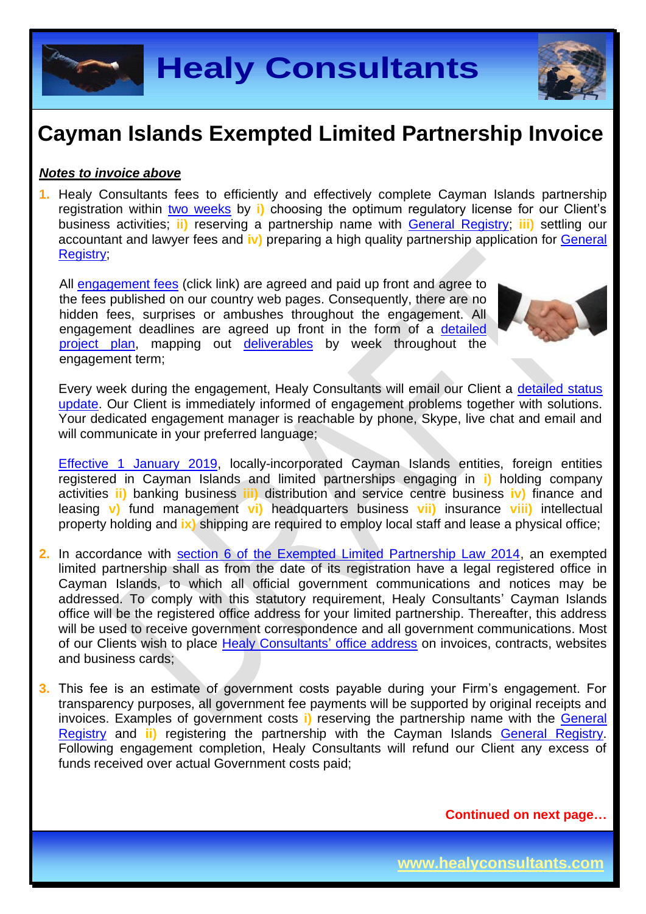# Cayman Islands Exempted Limited Partnership Invoice

***Notes to invoice above***

1. Healy Consultants fees to efficiently and effectively complete Cayman Islands partnership registration within two weeks by **i)** choosing the optimum regulatory license for our Client's business activities; **ii)** reserving a partnership name with General Registry; **iii)** settling our accountant and lawyer fees and **iv)** preparing a high quality partnership application for General Registry;

   All engagement fees (click link) are agreed and paid up front and agree to the fees published on our country web pages. Consequently, there are no hidden fees, surprises or ambushes throughout the engagement. All engagement deadlines are agreed up front in the form of a detailed project plan, mapping out deliverables by week throughout the engagement term;

   Every week during the engagement, Healy Consultants will email our Client a detailed status update. Our Client is immediately informed of engagement problems together with solutions. Your dedicated engagement manager is reachable by phone, Skype, live chat and email and will communicate in your preferred language;

   Effective 1 January 2019, locally-incorporated Cayman Islands entities, foreign entities registered in Cayman Islands and limited partnerships engaging in **i)** holding company activities **ii)** banking business **iii)** distribution and service centre business **iv)** finance and leasing **v)** fund management **vi)** headquarters business **vii)** insurance **viii)** intellectual property holding and **ix)** shipping are required to employ local staff and lease a physical office;

2. In accordance with section 6 of the Exempted Limited Partnership Law 2014, an exempted limited partnership shall as from the date of its registration have a legal registered office in Cayman Islands, to which all official government communications and notices may be addressed. To comply with this statutory requirement, Healy Consultants' Cayman Islands office will be the registered office address for your limited partnership. Thereafter, this address will be used to receive government correspondence and all government communications. Most of our Clients wish to place Healy Consultants' office address on invoices, contracts, websites and business cards;

3. This fee is an estimate of government costs payable during your Firm's engagement. For transparency purposes, all government fee payments will be supported by original receipts and invoices. Examples of government costs **i)** reserving the partnership name with the General Registry and **ii)** registering the partnership with the Cayman Islands General Registry. Following engagement completion, Healy Consultants will refund our Client any excess of funds received over actual Government costs paid;

**Continued on next page…**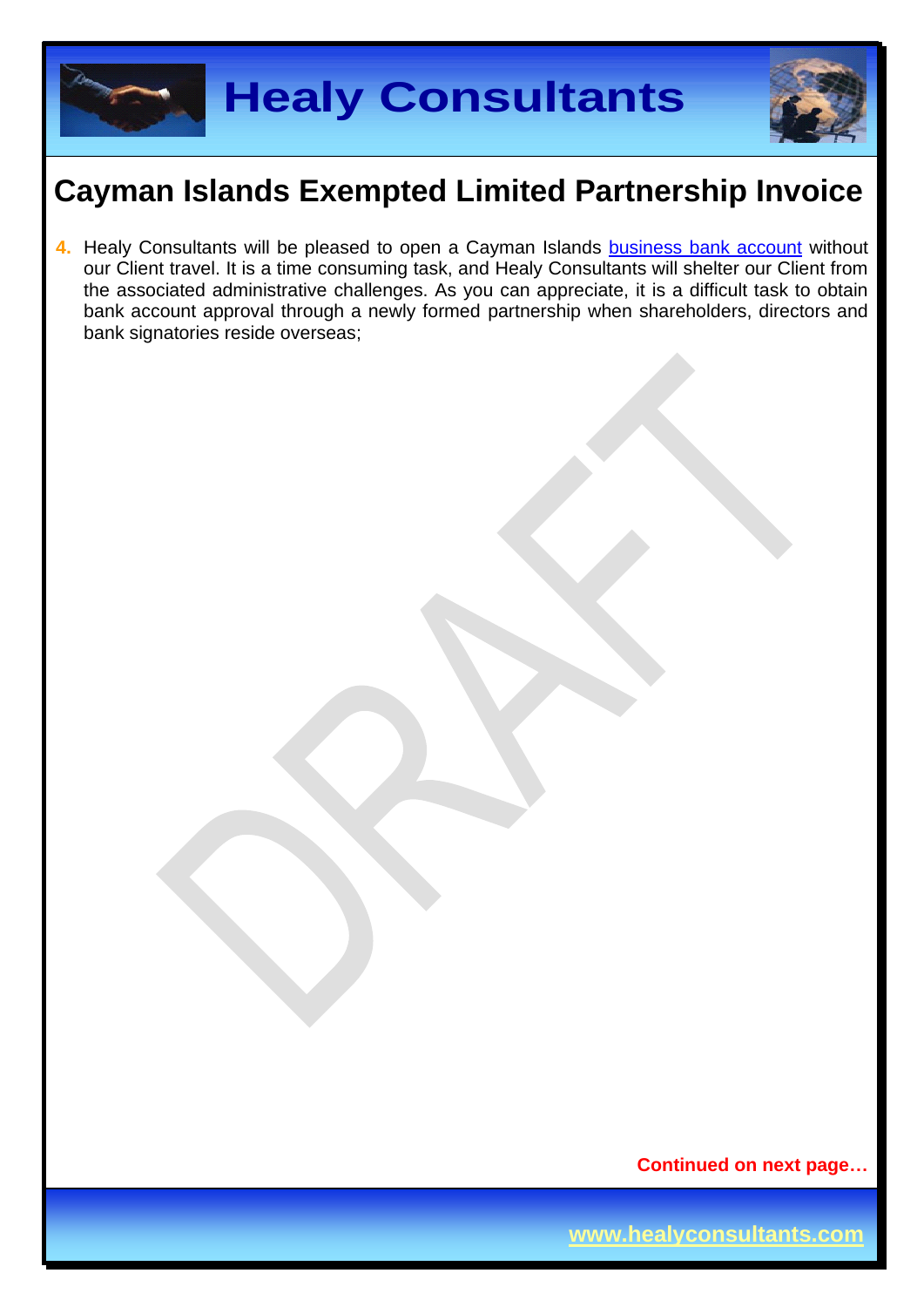# Cayman Islands Exempted Limited Partnership Invoice

4. Healy Consultants will be pleased to open a Cayman Islands business bank account without our Client travel. It is a time consuming task, and Healy Consultants will shelter our Client from the associated administrative challenges. As you can appreciate, it is a difficult task to obtain bank account approval through a newly formed partnership when shareholders, directors and bank signatories reside overseas;

**Continued on next page…**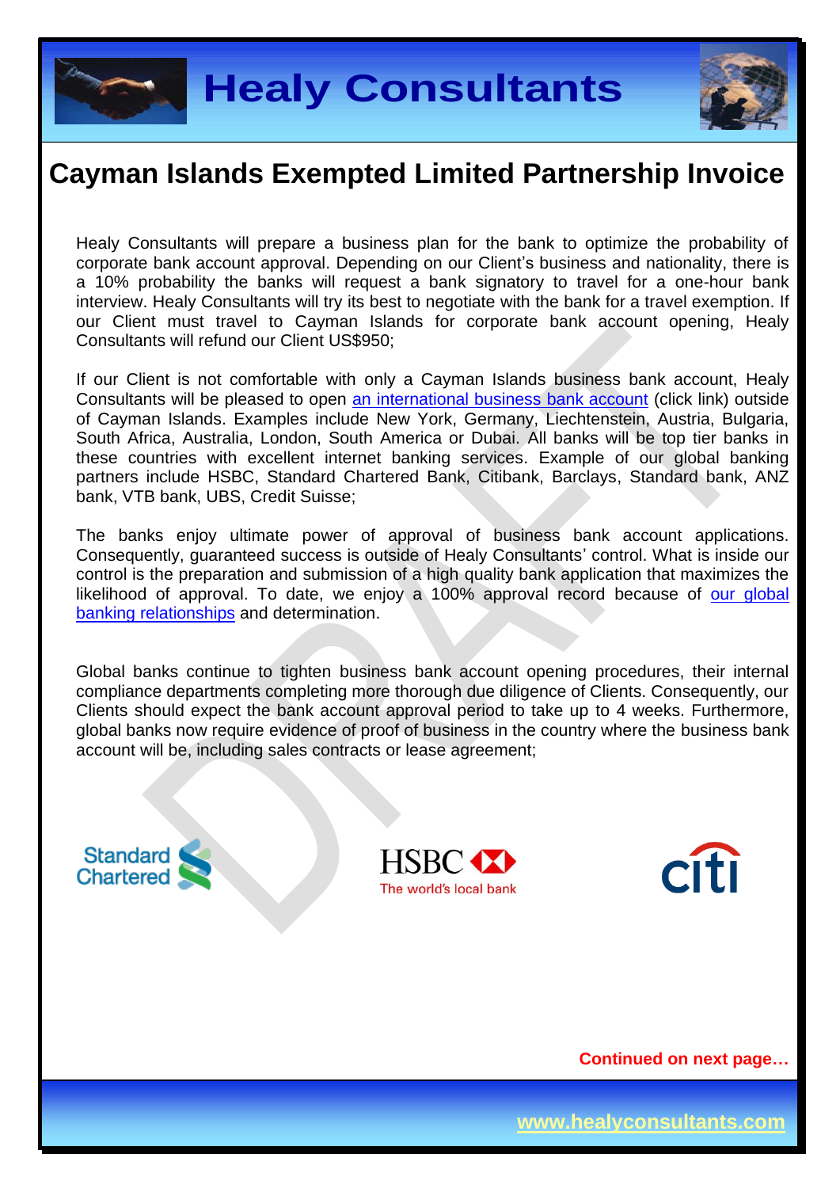# Cayman Islands Exempted Limited Partnership Invoice

Healy Consultants will prepare a business plan for the bank to optimize the probability of corporate bank account approval. Depending on our Client's business and nationality, there is a 10% probability the banks will request a bank signatory to travel for a one-hour bank interview. Healy Consultants will try its best to negotiate with the bank for a travel exemption. If our Client must travel to Cayman Islands for corporate bank account opening, Healy Consultants will refund our Client US$950;

If our Client is not comfortable with only a Cayman Islands business bank account, Healy Consultants will be pleased to open an international business bank account (click link) outside of Cayman Islands. Examples include New York, Germany, Liechtenstein, Austria, Bulgaria, South Africa, Australia, London, South America or Dubai. All banks will be top tier banks in these countries with excellent internet banking services. Example of our global banking partners include HSBC, Standard Chartered Bank, Citibank, Barclays, Standard bank, ANZ bank, VTB bank, UBS, Credit Suisse;

The banks enjoy ultimate power of approval of business bank account applications. Consequently, guaranteed success is outside of Healy Consultants' control. What is inside our control is the preparation and submission of a high quality bank application that maximizes the likelihood of approval. To date, we enjoy a 100% approval record because of our global banking relationships and determination.

Global banks continue to tighten business bank account opening procedures, their internal compliance departments completing more thorough due diligence of Clients. Consequently, our Clients should expect the bank account approval period to take up to 4 weeks. Furthermore, global banks now require evidence of proof of business in the country where the business bank account will be, including sales contracts or lease agreement;

Continued on next page…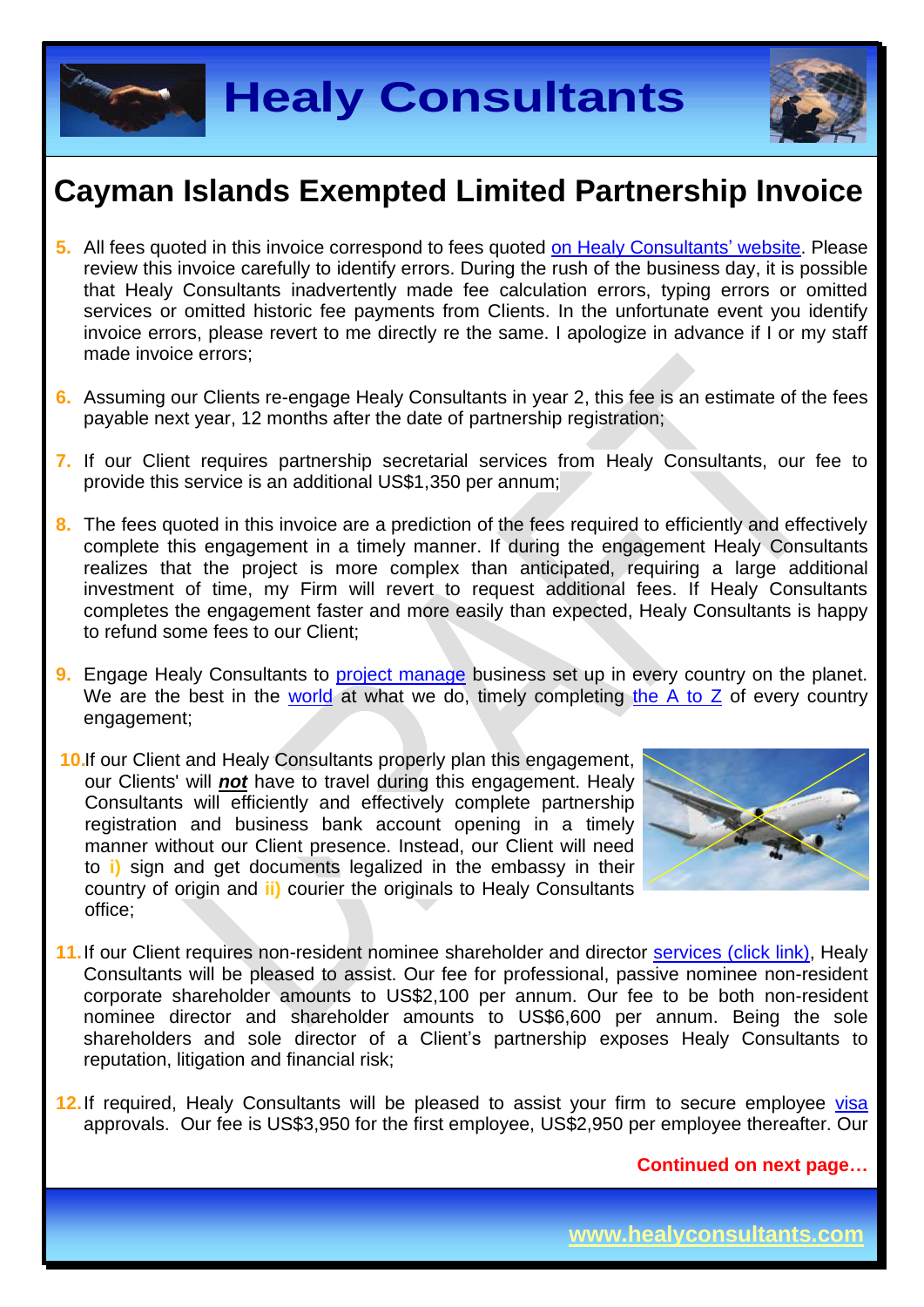# Cayman Islands Exempted Limited Partnership Invoice

5. All fees quoted in this invoice correspond to fees quoted on Healy Consultants' website. Please review this invoice carefully to identify errors. During the rush of the business day, it is possible that Healy Consultants inadvertently made fee calculation errors, typing errors or omitted services or omitted historic fee payments from Clients. In the unfortunate event you identify invoice errors, please revert to me directly re the same. I apologize in advance if I or my staff made invoice errors;

6. Assuming our Clients re-engage Healy Consultants in year 2, this fee is an estimate of the fees payable next year, 12 months after the date of partnership registration;

7. If our Client requires partnership secretarial services from Healy Consultants, our fee to provide this service is an additional US$1,350 per annum;

8. The fees quoted in this invoice are a prediction of the fees required to efficiently and effectively complete this engagement in a timely manner. If during the engagement Healy Consultants realizes that the project is more complex than anticipated, requiring a large additional investment of time, my Firm will revert to request additional fees. If Healy Consultants completes the engagement faster and more easily than expected, Healy Consultants is happy to refund some fees to our Client;

9. Engage Healy Consultants to project manage business set up in every country on the planet. We are the best in the world at what we do, timely completing the A to Z of every country engagement;

10. If our Client and Healy Consultants properly plan this engagement, our Clients' will ***not*** have to travel during this engagement. Healy Consultants will efficiently and effectively complete partnership registration and business bank account opening in a timely manner without our Client presence. Instead, our Client will need to **i)** sign and get documents legalized in the embassy in their country of origin and **ii)** courier the originals to Healy Consultants office;

11. If our Client requires non-resident nominee shareholder and director services (click link), Healy Consultants will be pleased to assist. Our fee for professional, passive nominee non-resident corporate shareholder amounts to US$2,100 per annum. Our fee to be both non-resident nominee director and shareholder amounts to US$6,600 per annum. Being the sole shareholders and sole director of a Client's partnership exposes Healy Consultants to reputation, litigation and financial risk;

12. If required, Healy Consultants will be pleased to assist your firm to secure employee visa approvals. Our fee is US$3,950 for the first employee, US$2,950 per employee thereafter. Our

**Continued on next page…**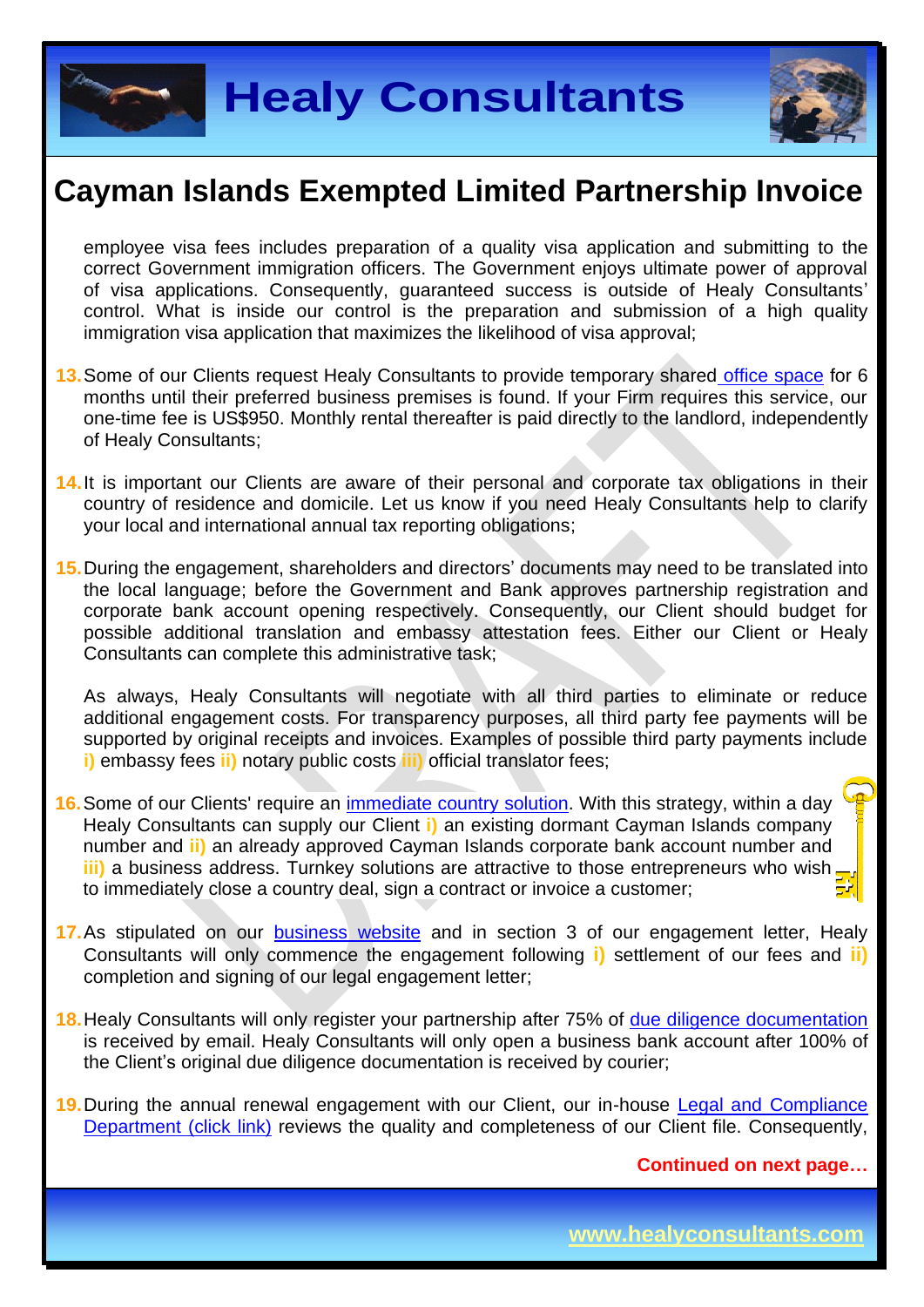# Cayman Islands Exempted Limited Partnership Invoice

employee visa fees includes preparation of a quality visa application and submitting to the correct Government immigration officers. The Government enjoys ultimate power of approval of visa applications. Consequently, guaranteed success is outside of Healy Consultants' control. What is inside our control is the preparation and submission of a high quality immigration visa application that maximizes the likelihood of visa approval;

13. Some of our Clients request Healy Consultants to provide temporary shared office space for 6 months until their preferred business premises is found. If your Firm requires this service, our one-time fee is US$950. Monthly rental thereafter is paid directly to the landlord, independently of Healy Consultants;

14. It is important our Clients are aware of their personal and corporate tax obligations in their country of residence and domicile. Let us know if you need Healy Consultants help to clarify your local and international annual tax reporting obligations;

15. During the engagement, shareholders and directors' documents may need to be translated into the local language; before the Government and Bank approves partnership registration and corporate bank account opening respectively. Consequently, our Client should budget for possible additional translation and embassy attestation fees. Either our Client or Healy Consultants can complete this administrative task;

    As always, Healy Consultants will negotiate with all third parties to eliminate or reduce additional engagement costs. For transparency purposes, all third party fee payments will be supported by original receipts and invoices. Examples of possible third party payments include **i)** embassy fees **ii)** notary public costs **iii)** official translator fees;

16. Some of our Clients' require an immediate country solution. With this strategy, within a day Healy Consultants can supply our Client **i)** an existing dormant Cayman Islands company number and **ii)** an already approved Cayman Islands corporate bank account number and **iii)** a business address. Turnkey solutions are attractive to those entrepreneurs who wish to immediately close a country deal, sign a contract or invoice a customer;

17. As stipulated on our business website and in section 3 of our engagement letter, Healy Consultants will only commence the engagement following **i)** settlement of our fees and **ii)** completion and signing of our legal engagement letter;

18. Healy Consultants will only register your partnership after 75% of due diligence documentation is received by email. Healy Consultants will only open a business bank account after 100% of the Client's original due diligence documentation is received by courier;

19. During the annual renewal engagement with our Client, our in-house Legal and Compliance Department (click link) reviews the quality and completeness of our Client file. Consequently,

**Continued on next page…**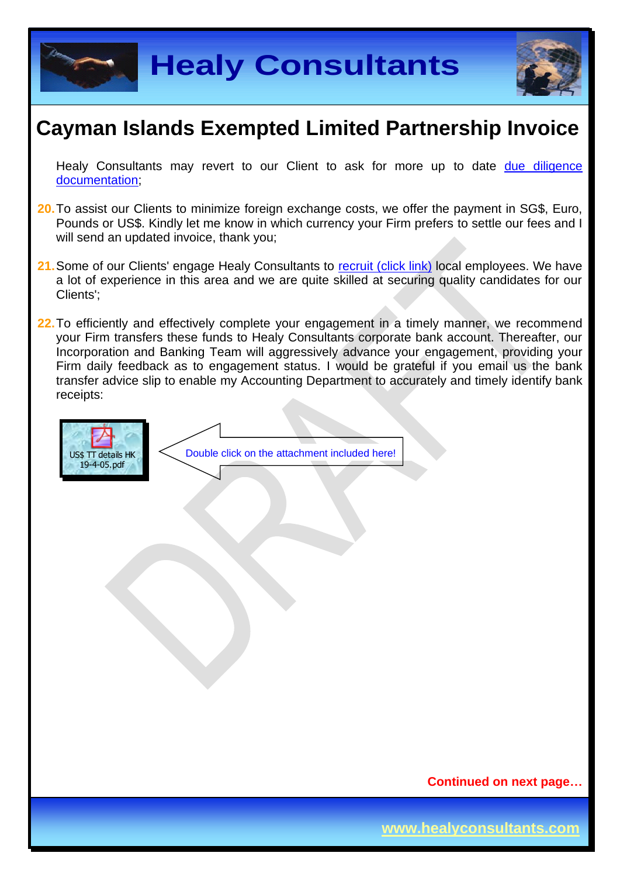# Cayman Islands Exempted Limited Partnership Invoice

Healy Consultants may revert to our Client to ask for more up to date due diligence documentation;

20. To assist our Clients to minimize foreign exchange costs, we offer the payment in SG$, Euro, Pounds or US$. Kindly let me know in which currency your Firm prefers to settle our fees and I will send an updated invoice, thank you;

21. Some of our Clients' engage Healy Consultants to recruit (click link) local employees. We have a lot of experience in this area and we are quite skilled at securing quality candidates for our Clients';

22. To efficiently and effectively complete your engagement in a timely manner, we recommend your Firm transfers these funds to Healy Consultants corporate bank account. Thereafter, our Incorporation and Banking Team will aggressively advance your engagement, providing your Firm daily feedback as to engagement status. I would be grateful if you email us the bank transfer advice slip to enable my Accounting Department to accurately and timely identify bank receipts:

US$ TT details HK 19-4-05.pdf

Double click on the attachment included here!

**Continued on next page…**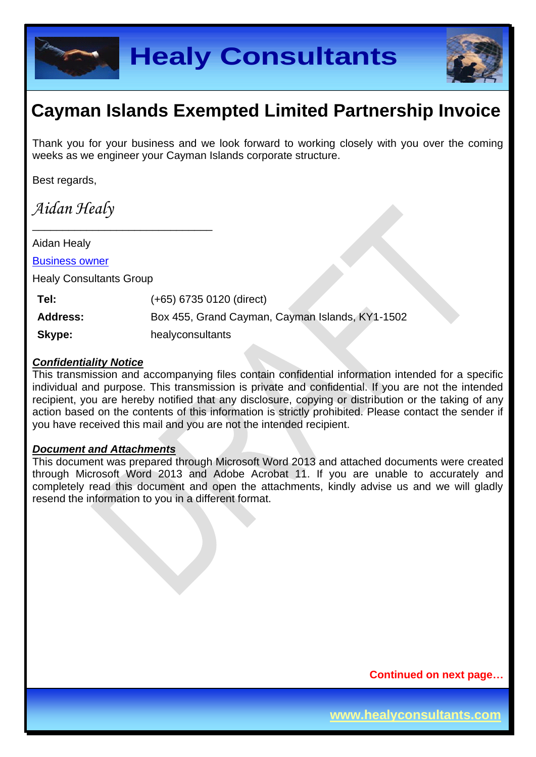# Cayman Islands Exempted Limited Partnership Invoice

Thank you for your business and we look forward to working closely with you over the coming weeks as we engineer your Cayman Islands corporate structure.

Best regards,

*Aidan Healy*

______________________________

Aidan Healy

Business owner

Healy Consultants Group

| | |
|---|---|
| **Tel:** | (+65) 6735 0120 (direct) |
| **Address:** | Box 455, Grand Cayman, Cayman Islands, KY1-1502 |
| **Skype:** | healyconsultants |

***Confidentiality Notice***

This transmission and accompanying files contain confidential information intended for a specific individual and purpose. This transmission is private and confidential. If you are not the intended recipient, you are hereby notified that any disclosure, copying or distribution or the taking of any action based on the contents of this information is strictly prohibited. Please contact the sender if you have received this mail and you are not the intended recipient.

***Document and Attachments***

This document was prepared through Microsoft Word 2013 and attached documents were created through Microsoft Word 2013 and Adobe Acrobat 11. If you are unable to accurately and completely read this document and open the attachments, kindly advise us and we will gladly resend the information to you in a different format.

**Continued on next page…**